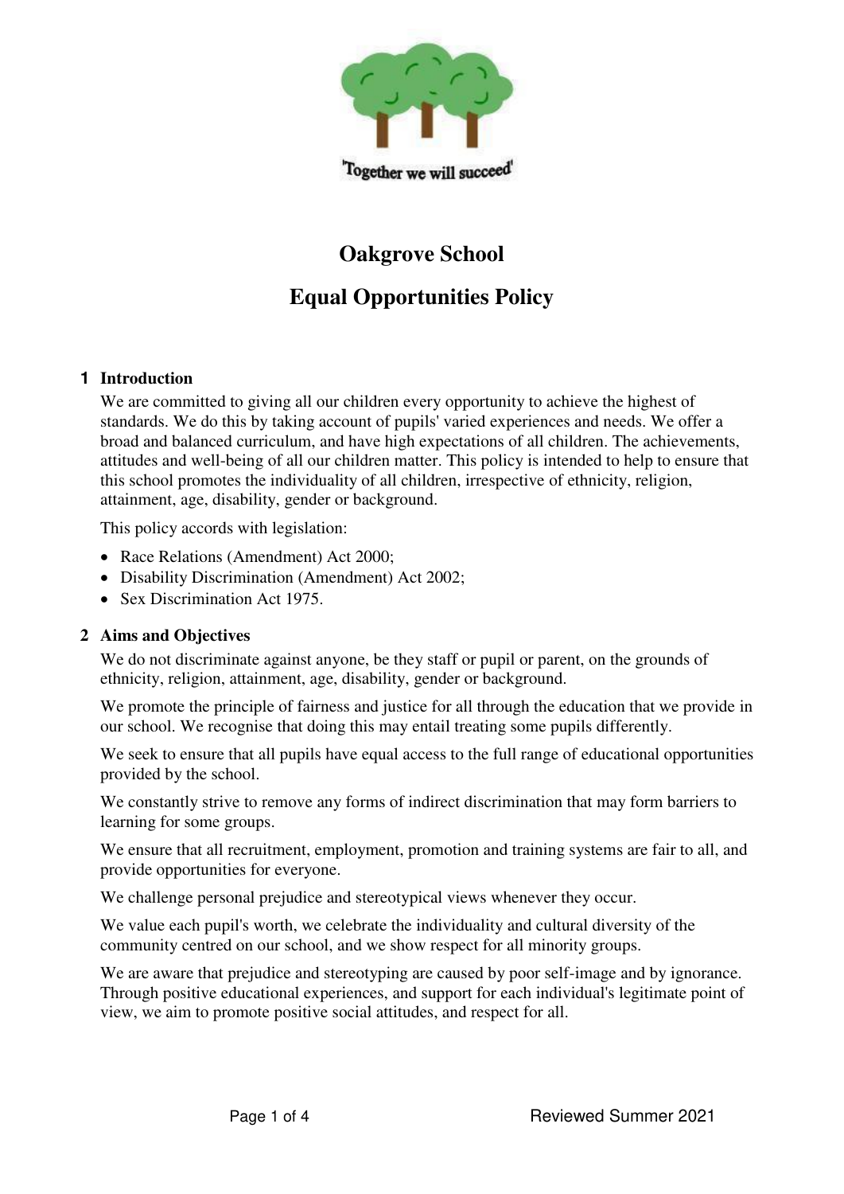'Together we will succeed'

# Oakgrove School

# Equal Opportunities Policy

## 1 Introduction

We are committed to giving all our children every opportunity to achieve the highest of standards. We do this by taking account of pupils' varied experiences and needs. We offer a broad and balanced curriculum, and have high expectations of all children. The achievements, attitudes and well-being of all our children matter. This policy is intended to help to ensure that this school promotes the individuality of all children, irrespective of ethnicity, religion, attainment, age, disability, gender or background.

This policy accords with legislation:

- Race Relations (Amendment) Act 2000;
- Disability Discrimination (Amendment) Act 2002;
- Sex Discrimination Act 1975.

## 2 Aims and Objectives

We do not discriminate against anyone, be they staff or pupil or parent, on the grounds of ethnicity, religion, attainment, age, disability, gender or background.

We promote the principle of fairness and justice for all through the education that we provide in our school. We recognise that doing this may entail treating some pupils differently.

We seek to ensure that all pupils have equal access to the full range of educational opportunities provided by the school.

We constantly strive to remove any forms of indirect discrimination that may form barriers to learning for some groups.

We ensure that all recruitment, employment, promotion and training systems are fair to all, and provide opportunities for everyone.

We challenge personal prejudice and stereotypical views whenever they occur.

We value each pupil's worth, we celebrate the individuality and cultural diversity of the community centred on our school, and we show respect for all minority groups.

We are aware that prejudice and stereotyping are caused by poor self-image and by ignorance. Through positive educational experiences, and support for each individual's legitimate point of view, we aim to promote positive social attitudes, and respect for all.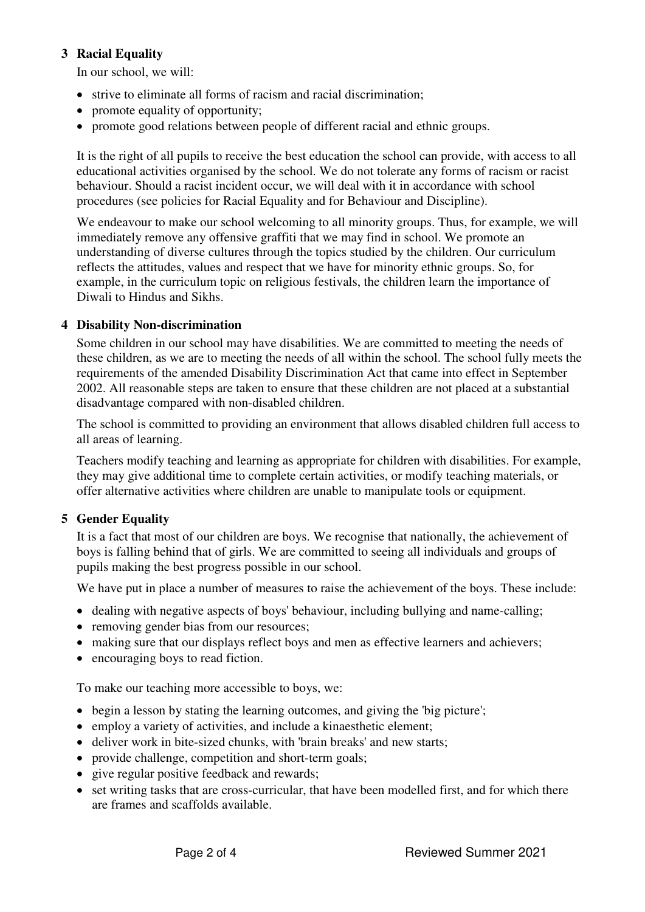## 3 Racial Equality

In our school, we will:

- strive to eliminate all forms of racism and racial discrimination;
- promote equality of opportunity;
- promote good relations between people of different racial and ethnic groups.

It is the right of all pupils to receive the best education the school can provide, with access to all educational activities organised by the school. We do not tolerate any forms of racism or racist behaviour. Should a racist incident occur, we will deal with it in accordance with school procedures (see policies for Racial Equality and for Behaviour and Discipline).

We endeavour to make our school welcoming to all minority groups. Thus, for example, we will immediately remove any offensive graffiti that we may find in school. We promote an understanding of diverse cultures through the topics studied by the children. Our curriculum reflects the attitudes, values and respect that we have for minority ethnic groups. So, for example, in the curriculum topic on religious festivals, the children learn the importance of Diwali to Hindus and Sikhs.

## 4 Disability Non-discrimination

Some children in our school may have disabilities. We are committed to meeting the needs of these children, as we are to meeting the needs of all within the school. The school fully meets the requirements of the amended Disability Discrimination Act that came into effect in September 2002. All reasonable steps are taken to ensure that these children are not placed at a substantial disadvantage compared with non-disabled children.

The school is committed to providing an environment that allows disabled children full access to all areas of learning.

Teachers modify teaching and learning as appropriate for children with disabilities. For example, they may give additional time to complete certain activities, or modify teaching materials, or offer alternative activities where children are unable to manipulate tools or equipment.

## 5 Gender Equality

It is a fact that most of our children are boys. We recognise that nationally, the achievement of boys is falling behind that of girls. We are committed to seeing all individuals and groups of pupils making the best progress possible in our school.

We have put in place a number of measures to raise the achievement of the boys. These include:

- dealing with negative aspects of boys' behaviour, including bullying and name-calling;
- removing gender bias from our resources;
- making sure that our displays reflect boys and men as effective learners and achievers;
- encouraging boys to read fiction.

To make our teaching more accessible to boys, we:

- begin a lesson by stating the learning outcomes, and giving the 'big picture';
- employ a variety of activities, and include a kinaesthetic element;
- deliver work in bite-sized chunks, with 'brain breaks' and new starts;
- provide challenge, competition and short-term goals;
- give regular positive feedback and rewards;
- set writing tasks that are cross-curricular, that have been modelled first, and for which there are frames and scaffolds available.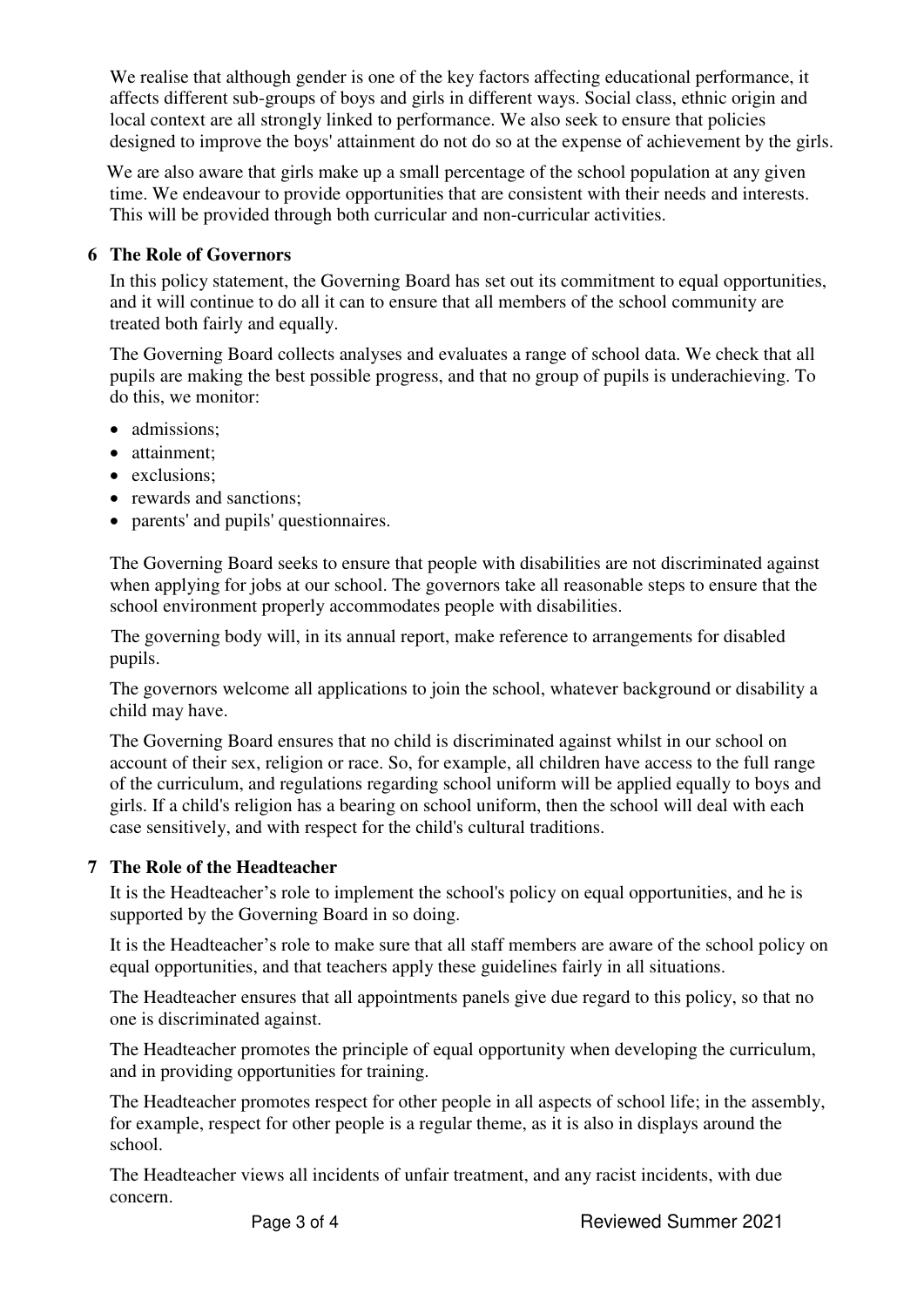We realise that although gender is one of the key factors affecting educational performance, it affects different sub-groups of boys and girls in different ways. Social class, ethnic origin and local context are all strongly linked to performance. We also seek to ensure that policies designed to improve the boys' attainment do not do so at the expense of achievement by the girls.

We are also aware that girls make up a small percentage of the school population at any given time. We endeavour to provide opportunities that are consistent with their needs and interests. This will be provided through both curricular and non-curricular activities.

## 6 The Role of Governors

In this policy statement, the Governing Board has set out its commitment to equal opportunities, and it will continue to do all it can to ensure that all members of the school community are treated both fairly and equally.

The Governing Board collects analyses and evaluates a range of school data. We check that all pupils are making the best possible progress, and that no group of pupils is underachieving. To do this, we monitor:

- admissions;
- attainment;
- exclusions;
- rewards and sanctions;
- parents' and pupils' questionnaires.

The Governing Board seeks to ensure that people with disabilities are not discriminated against when applying for jobs at our school. The governors take all reasonable steps to ensure that the school environment properly accommodates people with disabilities.

The governing body will, in its annual report, make reference to arrangements for disabled pupils.

The governors welcome all applications to join the school, whatever background or disability a child may have.

The Governing Board ensures that no child is discriminated against whilst in our school on account of their sex, religion or race. So, for example, all children have access to the full range of the curriculum, and regulations regarding school uniform will be applied equally to boys and girls. If a child's religion has a bearing on school uniform, then the school will deal with each case sensitively, and with respect for the child's cultural traditions.

## 7 The Role of the Headteacher

It is the Headteacher's role to implement the school's policy on equal opportunities, and he is supported by the Governing Board in so doing.

It is the Headteacher's role to make sure that all staff members are aware of the school policy on equal opportunities, and that teachers apply these guidelines fairly in all situations.

The Headteacher ensures that all appointments panels give due regard to this policy, so that no one is discriminated against.

The Headteacher promotes the principle of equal opportunity when developing the curriculum, and in providing opportunities for training.

The Headteacher promotes respect for other people in all aspects of school life; in the assembly, for example, respect for other people is a regular theme, as it is also in displays around the school.

The Headteacher views all incidents of unfair treatment, and any racist incidents, with due concern.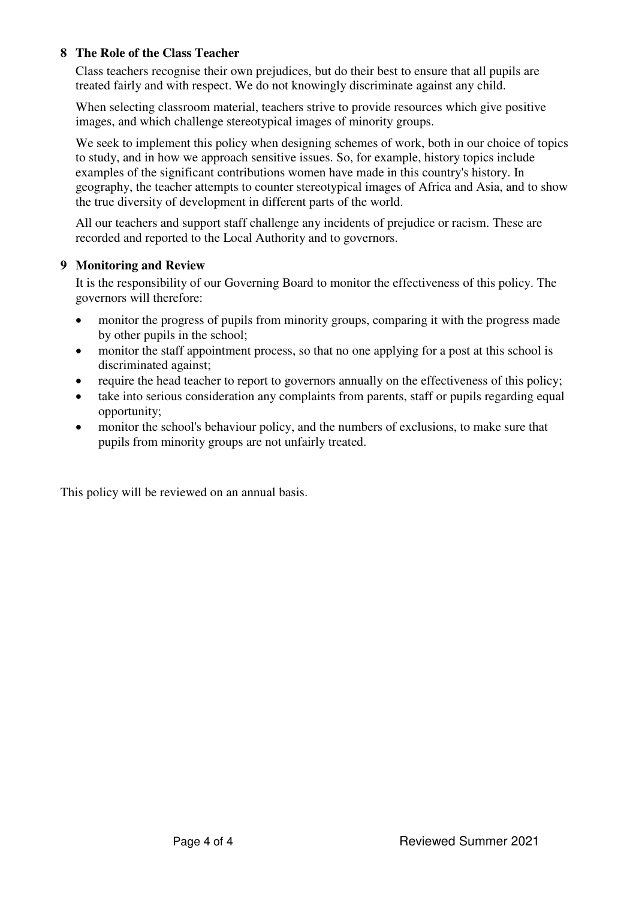## 8 The Role of the Class Teacher

Class teachers recognise their own prejudices, but do their best to ensure that all pupils are treated fairly and with respect. We do not knowingly discriminate against any child.

When selecting classroom material, teachers strive to provide resources which give positive images, and which challenge stereotypical images of minority groups.

We seek to implement this policy when designing schemes of work, both in our choice of topics to study, and in how we approach sensitive issues. So, for example, history topics include examples of the significant contributions women have made in this country's history. In geography, the teacher attempts to counter stereotypical images of Africa and Asia, and to show the true diversity of development in different parts of the world.

All our teachers and support staff challenge any incidents of prejudice or racism. These are recorded and reported to the Local Authority and to governors.

## 9 Monitoring and Review

It is the responsibility of our Governing Board to monitor the effectiveness of this policy. The governors will therefore:

- monitor the progress of pupils from minority groups, comparing it with the progress made by other pupils in the school;
- monitor the staff appointment process, so that no one applying for a post at this school is discriminated against;
- require the head teacher to report to governors annually on the effectiveness of this policy;
- take into serious consideration any complaints from parents, staff or pupils regarding equal opportunity;
- monitor the school's behaviour policy, and the numbers of exclusions, to make sure that pupils from minority groups are not unfairly treated.

This policy will be reviewed on an annual basis.

Reviewed Summer 2021